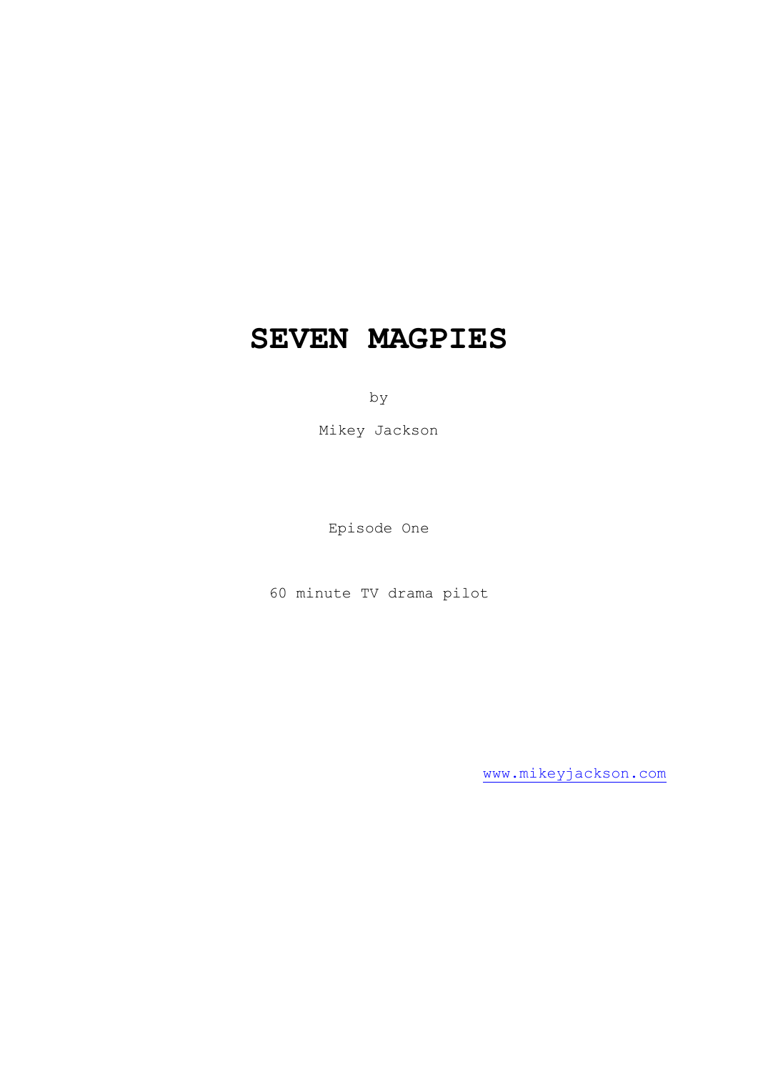# SEVEN MAGPIES

by

Mikey Jackson

Episode One

60 minute TV drama pilot

www.mikeyjackson.com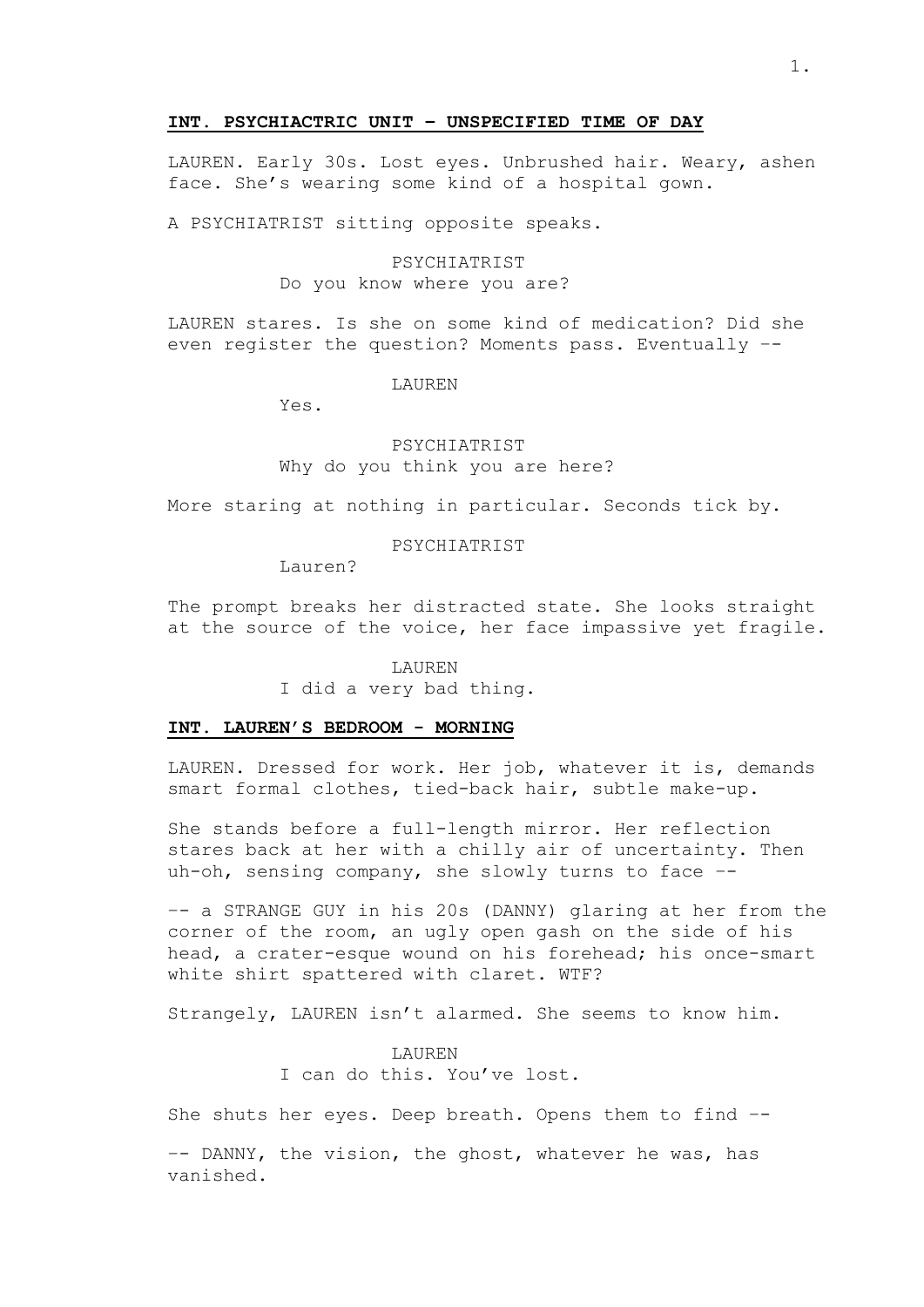**INT. PSYCHIACTRIC UNIT – UNSPECIFIED TIME OF DAY**

LAUREN. Early 30s. Lost eyes. Unbrushed hair. Weary, ashen face. She's wearing some kind of a hospital gown.

A PSYCHIATRIST sitting opposite speaks.

PSYCHIATRIST
Do you know where you are?

LAUREN stares. Is she on some kind of medication? Did she even register the question? Moments pass. Eventually --

LAUREN
Yes.

PSYCHIATRIST
Why do you think you are here?

More staring at nothing in particular. Seconds tick by.

PSYCHIATRIST
Lauren?

The prompt breaks her distracted state. She looks straight at the source of the voice, her face impassive yet fragile.

LAUREN
I did a very bad thing.

**INT. LAUREN'S BEDROOM - MORNING**

LAUREN. Dressed for work. Her job, whatever it is, demands smart formal clothes, tied-back hair, subtle make-up.

She stands before a full-length mirror. Her reflection stares back at her with a chilly air of uncertainty. Then uh-oh, sensing company, she slowly turns to face --

-- a STRANGE GUY in his 20s (DANNY) glaring at her from the corner of the room, an ugly open gash on the side of his head, a crater-esque wound on his forehead; his once-smart white shirt spattered with claret. WTF?

Strangely, LAUREN isn't alarmed. She seems to know him.

LAUREN
I can do this. You've lost.

She shuts her eyes. Deep breath. Opens them to find --

-- DANNY, the vision, the ghost, whatever he was, has vanished.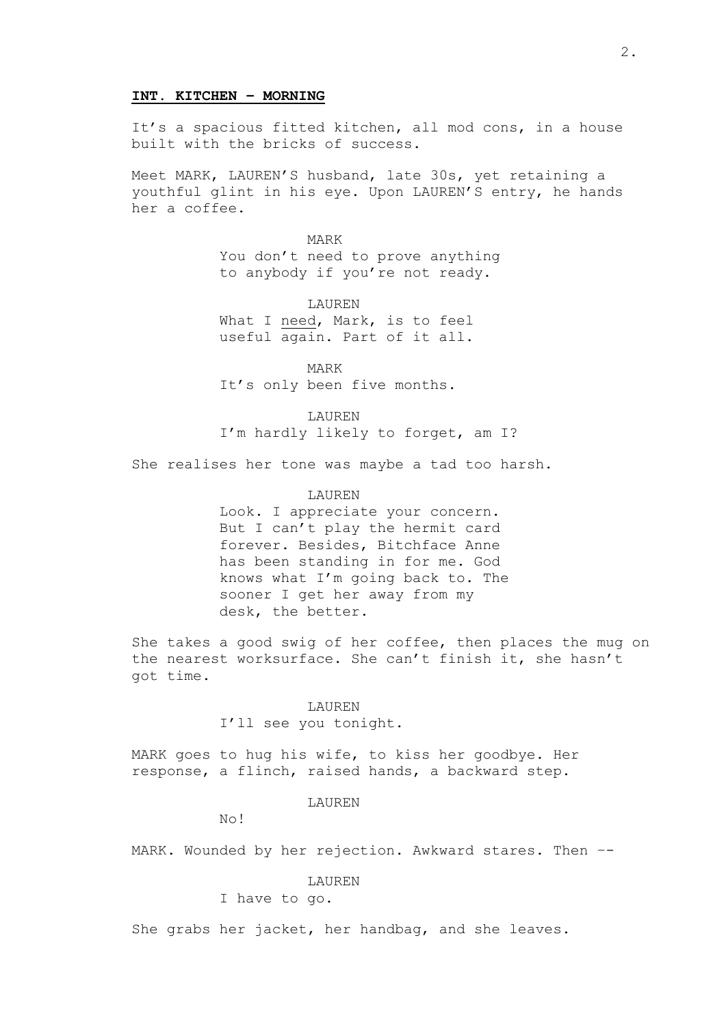**INT. KITCHEN – MORNING**

It's a spacious fitted kitchen, all mod cons, in a house built with the bricks of success.

Meet MARK, LAUREN'S husband, late 30s, yet retaining a youthful glint in his eye. Upon LAUREN'S entry, he hands her a coffee.

MARK
You don't need to prove anything to anybody if you're not ready.

LAUREN
What I <u>need</u>, Mark, is to feel useful again. Part of it all.

MARK
It's only been five months.

LAUREN
I'm hardly likely to forget, am I?

She realises her tone was maybe a tad too harsh.

LAUREN
Look. I appreciate your concern. But I can't play the hermit card forever. Besides, Bitchface Anne has been standing in for me. God knows what I'm going back to. The sooner I get her away from my desk, the better.

She takes a good swig of her coffee, then places the mug on the nearest worksurface. She can't finish it, she hasn't got time.

LAUREN
I'll see you tonight.

MARK goes to hug his wife, to kiss her goodbye. Her response, a flinch, raised hands, a backward step.

LAUREN
No!

MARK. Wounded by her rejection. Awkward stares. Then ––

LAUREN
I have to go.

She grabs her jacket, her handbag, and she leaves.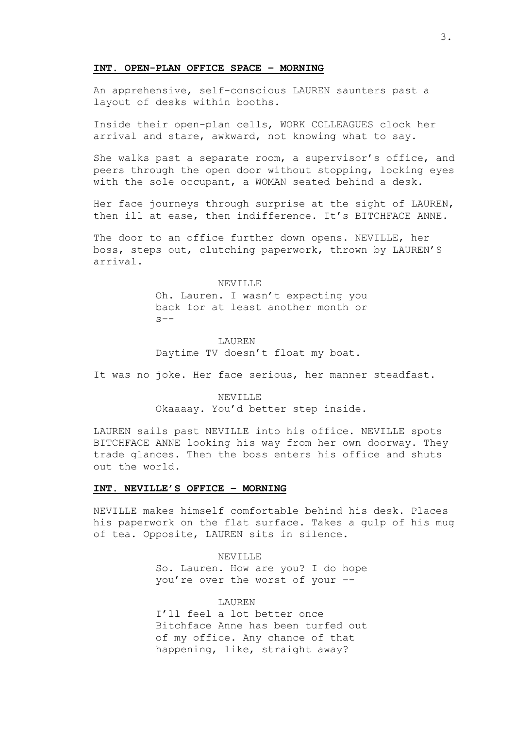**INT. OPEN-PLAN OFFICE SPACE – MORNING**

An apprehensive, self-conscious LAUREN saunters past a layout of desks within booths.

Inside their open-plan cells, WORK COLLEAGUES clock her arrival and stare, awkward, not knowing what to say.

She walks past a separate room, a supervisor's office, and peers through the open door without stopping, locking eyes with the sole occupant, a WOMAN seated behind a desk.

Her face journeys through surprise at the sight of LAUREN, then ill at ease, then indifference. It's BITCHFACE ANNE.

The door to an office further down opens. NEVILLE, her boss, steps out, clutching paperwork, thrown by LAUREN'S arrival.

NEVILLE

Oh. Lauren. I wasn't expecting you back for at least another month or s--

LAUREN

Daytime TV doesn't float my boat.

It was no joke. Her face serious, her manner steadfast.

NEVILLE

Okaaaay. You'd better step inside.

LAUREN sails past NEVILLE into his office. NEVILLE spots BITCHFACE ANNE looking his way from her own doorway. They trade glances. Then the boss enters his office and shuts out the world.

**INT. NEVILLE'S OFFICE – MORNING**

NEVILLE makes himself comfortable behind his desk. Places his paperwork on the flat surface. Takes a gulp of his mug of tea. Opposite, LAUREN sits in silence.

NEVILLE

So. Lauren. How are you? I do hope you're over the worst of your --

LAUREN

I'll feel a lot better once Bitchface Anne has been turfed out of my office. Any chance of that happening, like, straight away?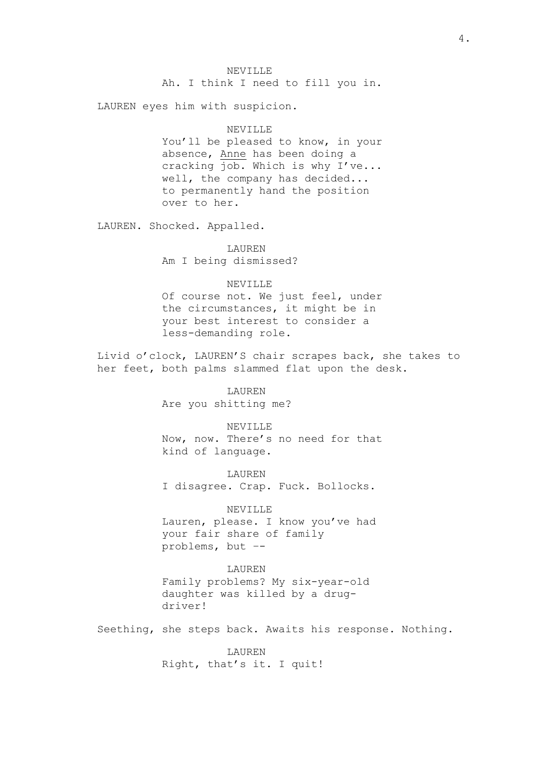NEVILLE
Ah. I think I need to fill you in.

LAUREN eyes him with suspicion.

NEVILLE
You'll be pleased to know, in your absence, <u>Anne</u> has been doing a cracking job. Which is why I've... well, the company has decided... to permanently hand the position over to her.

LAUREN. Shocked. Appalled.

LAUREN
Am I being dismissed?

NEVILLE
Of course not. We just feel, under the circumstances, it might be in your best interest to consider a less-demanding role.

Livid o'clock, LAUREN'S chair scrapes back, she takes to her feet, both palms slammed flat upon the desk.

LAUREN
Are you shitting me?

NEVILLE
Now, now. There's no need for that kind of language.

LAUREN
I disagree. Crap. Fuck. Bollocks.

NEVILLE
Lauren, please. I know you've had your fair share of family problems, but --

LAUREN
Family problems? My six-year-old daughter was killed by a drug-driver!

Seething, she steps back. Awaits his response. Nothing.

LAUREN
Right, that's it. I quit!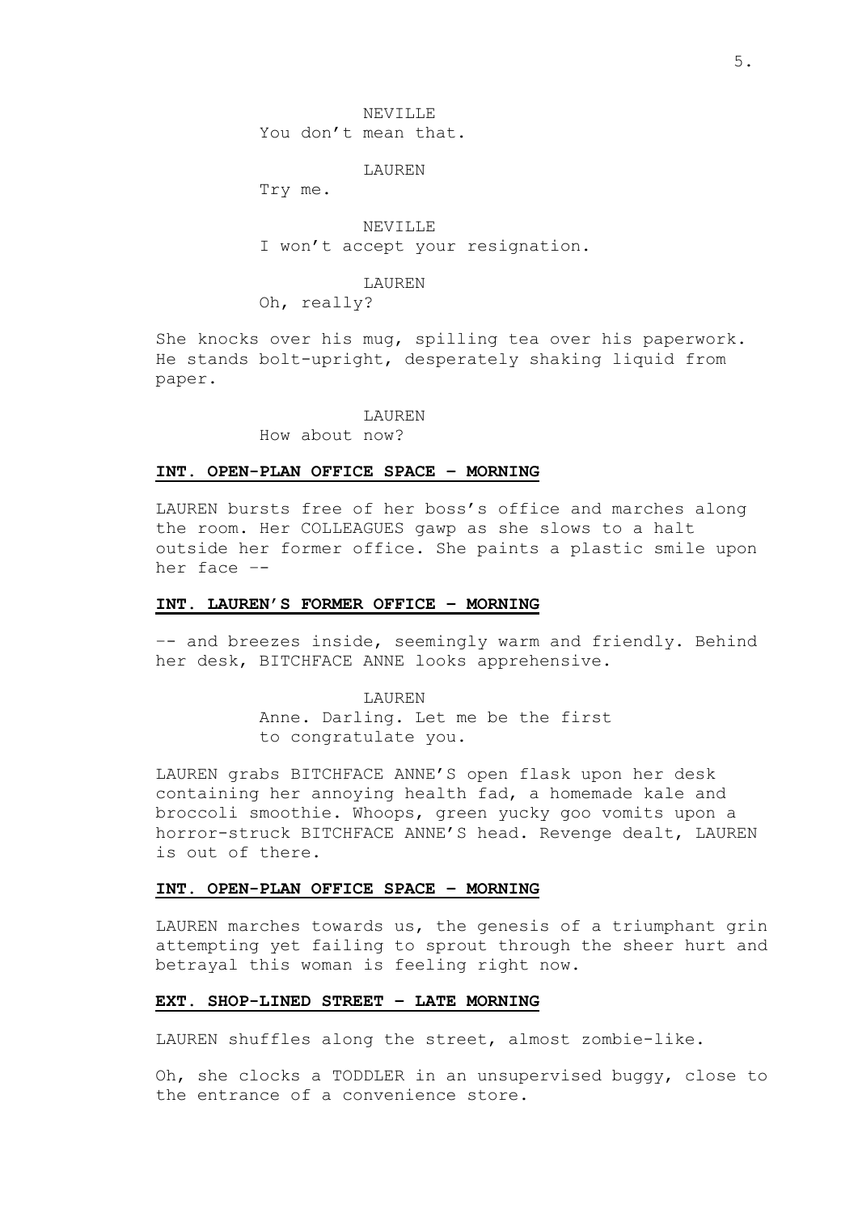NEVILLE
You don't mean that.

LAUREN
Try me.

NEVILLE
I won't accept your resignation.

LAUREN
Oh, really?

She knocks over his mug, spilling tea over his paperwork. He stands bolt-upright, desperately shaking liquid from paper.

LAUREN
How about now?

**INT. OPEN-PLAN OFFICE SPACE – MORNING**

LAUREN bursts free of her boss's office and marches along the room. Her COLLEAGUES gawp as she slows to a halt outside her former office. She paints a plastic smile upon her face --

**INT. LAUREN'S FORMER OFFICE – MORNING**

-- and breezes inside, seemingly warm and friendly. Behind her desk, BITCHFACE ANNE looks apprehensive.

LAUREN
Anne. Darling. Let me be the first to congratulate you.

LAUREN grabs BITCHFACE ANNE'S open flask upon her desk containing her annoying health fad, a homemade kale and broccoli smoothie. Whoops, green yucky goo vomits upon a horror-struck BITCHFACE ANNE'S head. Revenge dealt, LAUREN is out of there.

**INT. OPEN-PLAN OFFICE SPACE – MORNING**

LAUREN marches towards us, the genesis of a triumphant grin attempting yet failing to sprout through the sheer hurt and betrayal this woman is feeling right now.

**EXT. SHOP-LINED STREET – LATE MORNING**

LAUREN shuffles along the street, almost zombie-like.

Oh, she clocks a TODDLER in an unsupervised buggy, close to the entrance of a convenience store.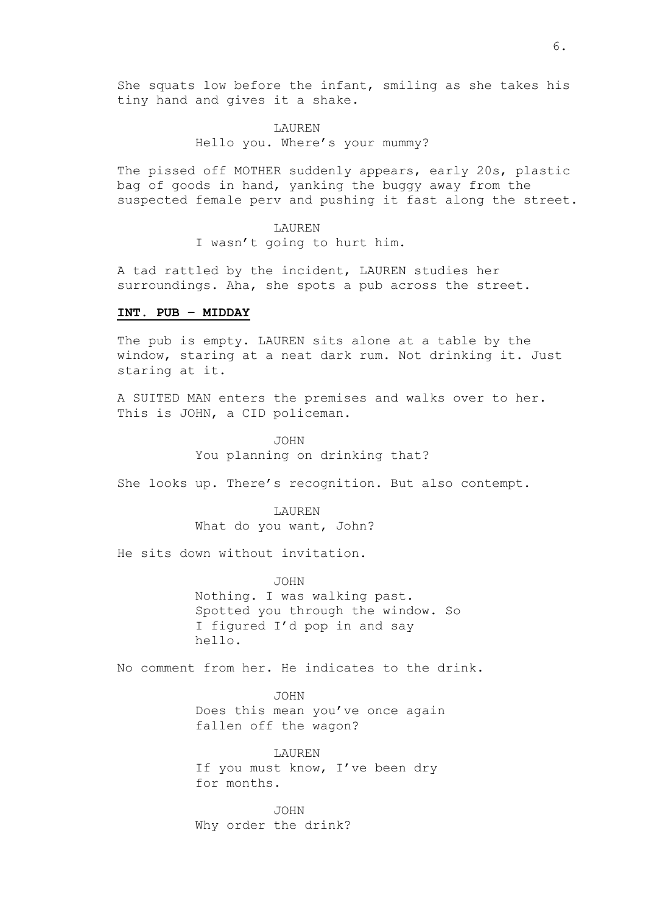She squats low before the infant, smiling as she takes his tiny hand and gives it a shake.

LAUREN
Hello you. Where's your mummy?

The pissed off MOTHER suddenly appears, early 20s, plastic bag of goods in hand, yanking the buggy away from the suspected female perv and pushing it fast along the street.

LAUREN
I wasn't going to hurt him.

A tad rattled by the incident, LAUREN studies her surroundings. Aha, she spots a pub across the street.

**INT. PUB - MIDDAY**

The pub is empty. LAUREN sits alone at a table by the window, staring at a neat dark rum. Not drinking it. Just staring at it.

A SUITED MAN enters the premises and walks over to her. This is JOHN, a CID policeman.

JOHN
You planning on drinking that?

She looks up. There's recognition. But also contempt.

LAUREN
What do you want, John?

He sits down without invitation.

JOHN
Nothing. I was walking past. Spotted you through the window. So I figured I'd pop in and say hello.

No comment from her. He indicates to the drink.

JOHN
Does this mean you've once again fallen off the wagon?

LAUREN
If you must know, I've been dry for months.

JOHN
Why order the drink?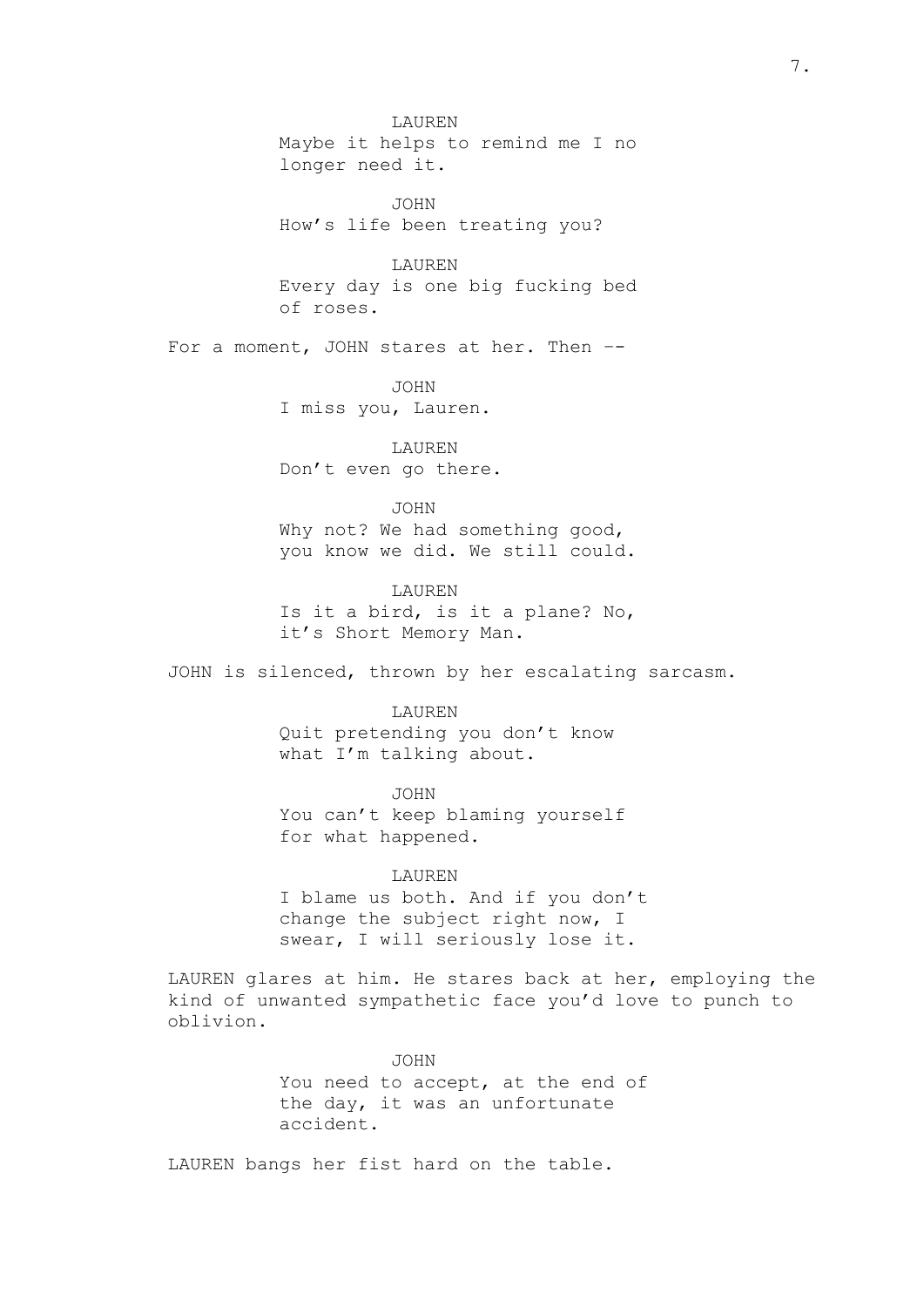LAUREN
Maybe it helps to remind me I no longer need it.

JOHN
How's life been treating you?

LAUREN
Every day is one big fucking bed of roses.

For a moment, JOHN stares at her. Then --

JOHN
I miss you, Lauren.

LAUREN
Don't even go there.

JOHN
Why not? We had something good, you know we did. We still could.

LAUREN
Is it a bird, is it a plane? No, it's Short Memory Man.

JOHN is silenced, thrown by her escalating sarcasm.

LAUREN
Quit pretending you don't know what I'm talking about.

JOHN
You can't keep blaming yourself for what happened.

LAUREN
I blame us both. And if you don't change the subject right now, I swear, I will seriously lose it.

LAUREN glares at him. He stares back at her, employing the kind of unwanted sympathetic face you'd love to punch to oblivion.

JOHN
You need to accept, at the end of the day, it was an unfortunate accident.

LAUREN bangs her fist hard on the table.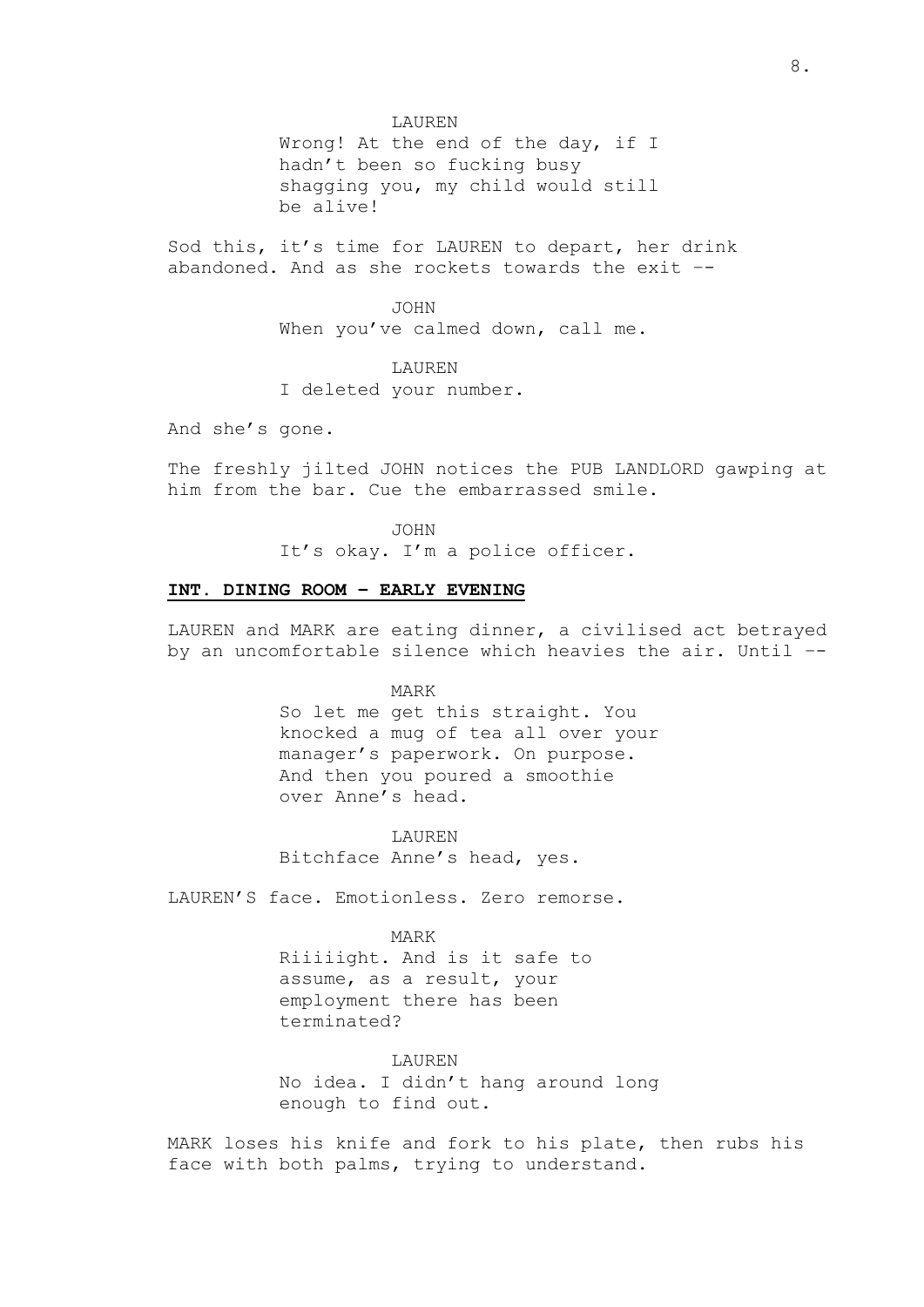LAUREN

Wrong! At the end of the day, if I hadn't been so fucking busy shagging you, my child would still be alive!

Sod this, it's time for LAUREN to depart, her drink abandoned. And as she rockets towards the exit --

JOHN

When you've calmed down, call me.

LAUREN

I deleted your number.

And she's gone.

The freshly jilted JOHN notices the PUB LANDLORD gawping at him from the bar. Cue the embarrassed smile.

JOHN

It's okay. I'm a police officer.

**INT. DINING ROOM - EARLY EVENING**

LAUREN and MARK are eating dinner, a civilised act betrayed by an uncomfortable silence which heavies the air. Until --

MARK

So let me get this straight. You knocked a mug of tea all over your manager's paperwork. On purpose. And then you poured a smoothie over Anne's head.

LAUREN

Bitchface Anne's head, yes.

LAUREN'S face. Emotionless. Zero remorse.

MARK

Riiiiight. And is it safe to assume, as a result, your employment there has been terminated?

LAUREN

No idea. I didn't hang around long enough to find out.

MARK loses his knife and fork to his plate, then rubs his face with both palms, trying to understand.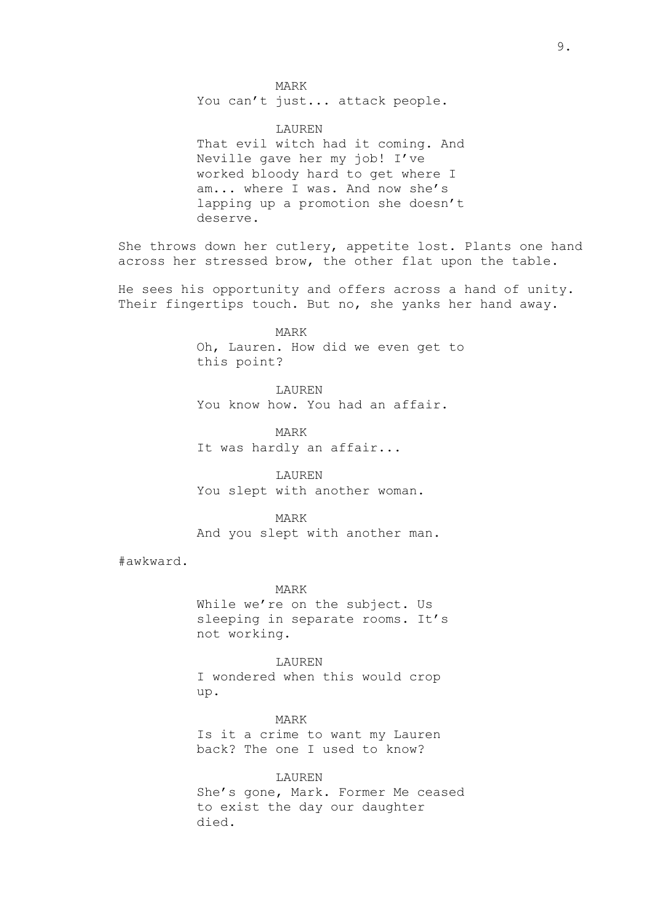MARK
You can't just... attack people.

LAUREN
That evil witch had it coming. And Neville gave her my job! I've worked bloody hard to get where I am... where I was. And now she's lapping up a promotion she doesn't deserve.

She throws down her cutlery, appetite lost. Plants one hand across her stressed brow, the other flat upon the table.

He sees his opportunity and offers across a hand of unity. Their fingertips touch. But no, she yanks her hand away.

MARK
Oh, Lauren. How did we even get to this point?

LAUREN
You know how. You had an affair.

MARK
It was hardly an affair...

LAUREN
You slept with another woman.

MARK
And you slept with another man.

#awkward.

MARK
While we're on the subject. Us sleeping in separate rooms. It's not working.

LAUREN
I wondered when this would crop up.

MARK
Is it a crime to want my Lauren back? The one I used to know?

LAUREN
She's gone, Mark. Former Me ceased to exist the day our daughter died.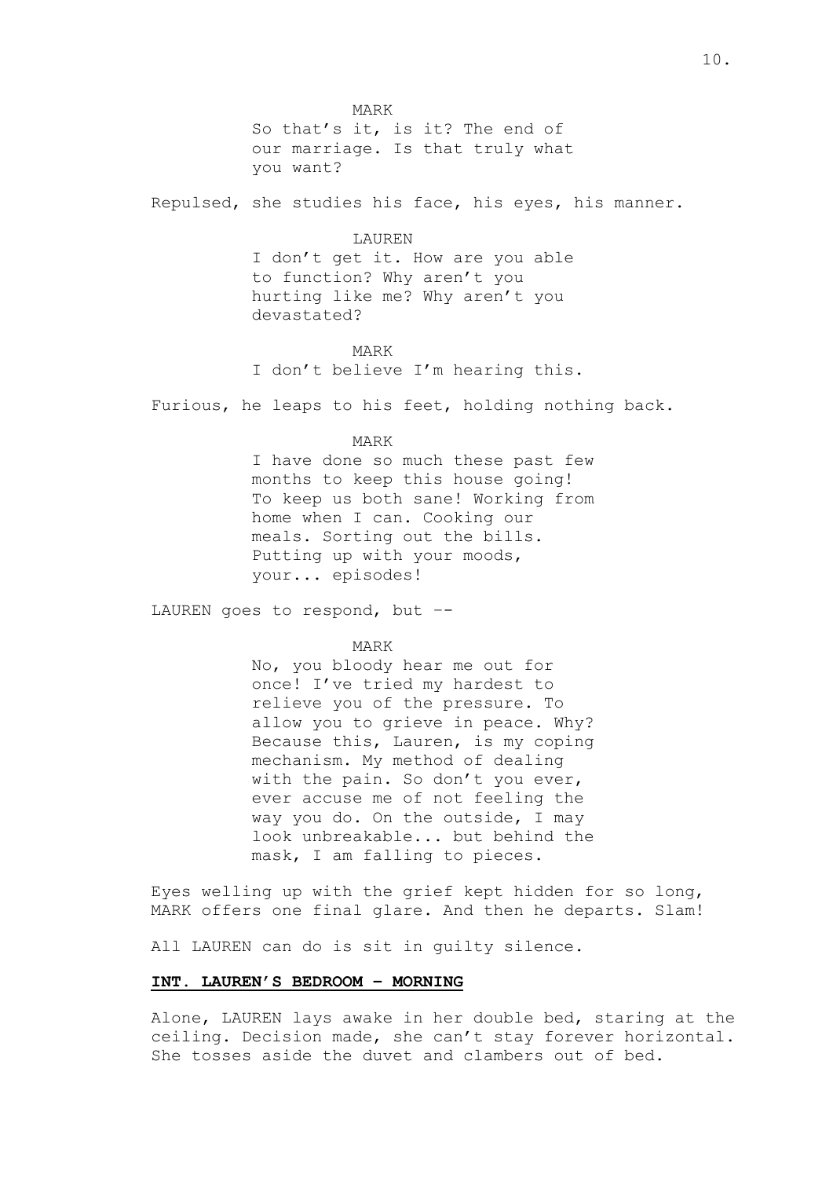MARK

So that's it, is it? The end of our marriage. Is that truly what you want?

Repulsed, she studies his face, his eyes, his manner.

LAUREN

I don't get it. How are you able to function? Why aren't you hurting like me? Why aren't you devastated?

MARK

I don't believe I'm hearing this.

Furious, he leaps to his feet, holding nothing back.

MARK

I have done so much these past few months to keep this house going! To keep us both sane! Working from home when I can. Cooking our meals. Sorting out the bills. Putting up with your moods, your... episodes!

LAUREN goes to respond, but --

MARK

No, you bloody hear me out for once! I've tried my hardest to relieve you of the pressure. To allow you to grieve in peace. Why? Because this, Lauren, is my coping mechanism. My method of dealing with the pain. So don't you ever, ever accuse me of not feeling the way you do. On the outside, I may look unbreakable... but behind the mask, I am falling to pieces.

Eyes welling up with the grief kept hidden for so long, MARK offers one final glare. And then he departs. Slam!

All LAUREN can do is sit in guilty silence.

**INT. LAUREN'S BEDROOM - MORNING**

Alone, LAUREN lays awake in her double bed, staring at the ceiling. Decision made, she can't stay forever horizontal. She tosses aside the duvet and clambers out of bed.